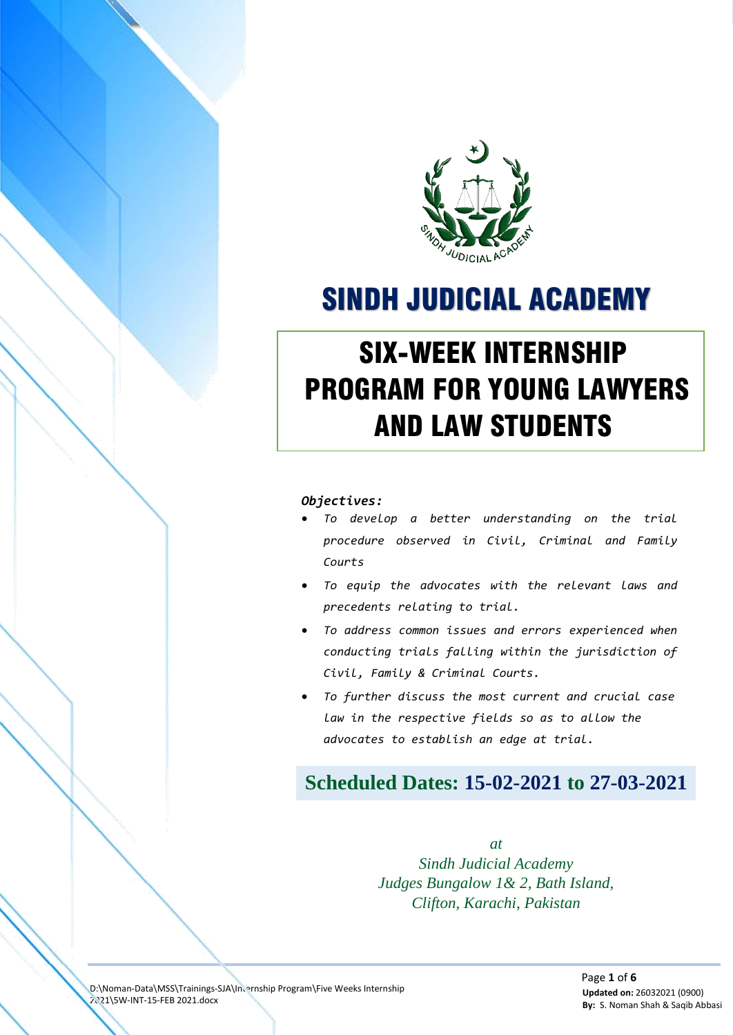# SINDH JUDICIAL ACADEMY

## SIX-WEEK INTERNSHIP PROGRAM FOR YOUNG LAWYERS AND LAW STUDENTS

***Objectives:***

- *To develop a better understanding on the trial procedure observed in Civil, Criminal and Family Courts*
- *To equip the advocates with the relevant laws and precedents relating to trial.*
- *To address common issues and errors experienced when conducting trials falling within the jurisdiction of Civil, Family & Criminal Courts.*
- *To further discuss the most current and crucial case law in the respective fields so as to allow the advocates to establish an edge at trial.*

**Scheduled Dates: 15-02-2021 to 27-03-2021**

*at*
*Sindh Judicial Academy*
*Judges Bungalow 1& 2, Bath Island,*
*Clifton, Karachi, Pakistan*

D:\Noman-Data\MSS\Trainings-SJA\Internship Program\Five Weeks Internship 2021\5W-INT-15-FEB 2021.docx

**Updated on:** 26032021 (0900)
**By:** S. Noman Shah & Saqib Abbasi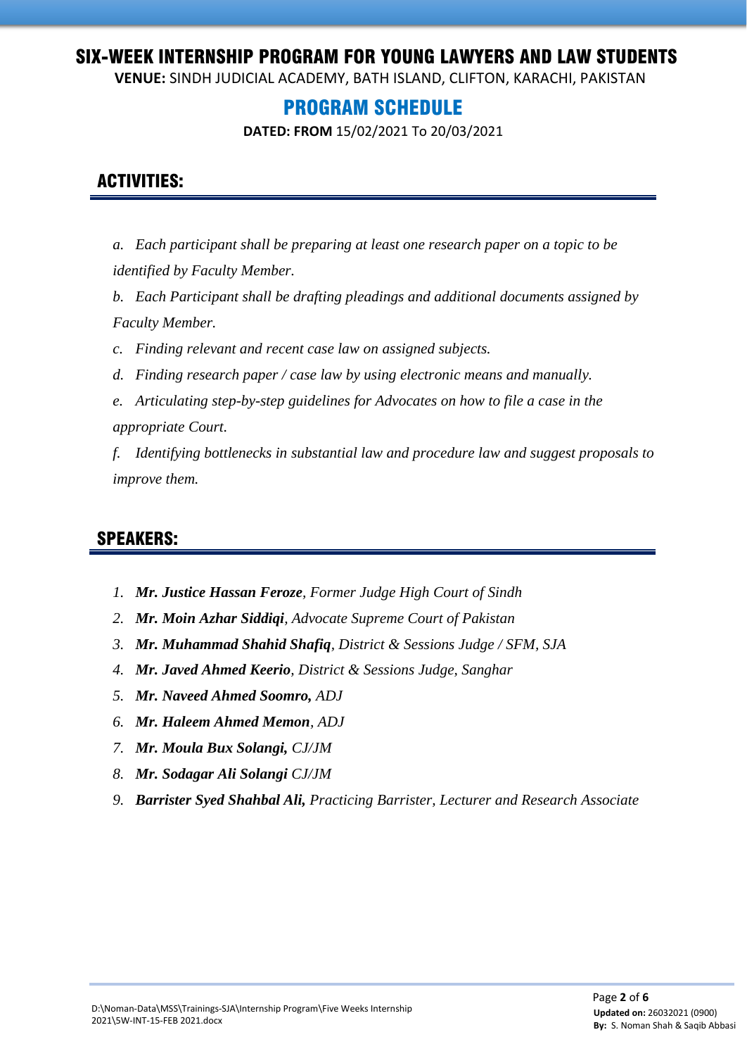# SIX-WEEK INTERNSHIP PROGRAM FOR YOUNG LAWYERS AND LAW STUDENTS

**VENUE:** SINDH JUDICIAL ACADEMY, BATH ISLAND, CLIFTON, KARACHI, PAKISTAN

## PROGRAM SCHEDULE

**DATED: FROM** 15/02/2021 To 20/03/2021

## ACTIVITIES:

*a. Each participant shall be preparing at least one research paper on a topic to be identified by Faculty Member.*

*b. Each Participant shall be drafting pleadings and additional documents assigned by Faculty Member.*

*c. Finding relevant and recent case law on assigned subjects.*

*d. Finding research paper / case law by using electronic means and manually.*

*e. Articulating step-by-step guidelines for Advocates on how to file a case in the appropriate Court.*

*f. Identifying bottlenecks in substantial law and procedure law and suggest proposals to improve them.*

## SPEAKERS:

1. ***Mr. Justice Hassan Feroze**, Former Judge High Court of Sindh*
2. ***Mr. Moin Azhar Siddiqi**, Advocate Supreme Court of Pakistan*
3. ***Mr. Muhammad Shahid Shafiq**, District & Sessions Judge / SFM, SJA*
4. ***Mr. Javed Ahmed Keerio**, District & Sessions Judge, Sanghar*
5. ***Mr. Naveed Ahmed Soomro,** ADJ*
6. ***Mr. Haleem Ahmed Memon**, ADJ*
7. ***Mr. Moula Bux Solangi,** CJ/JM*
8. ***Mr. Sodagar Ali Solangi** CJ/JM*
9. ***Barrister Syed Shahbal Ali,** Practicing Barrister, Lecturer and Research Associate*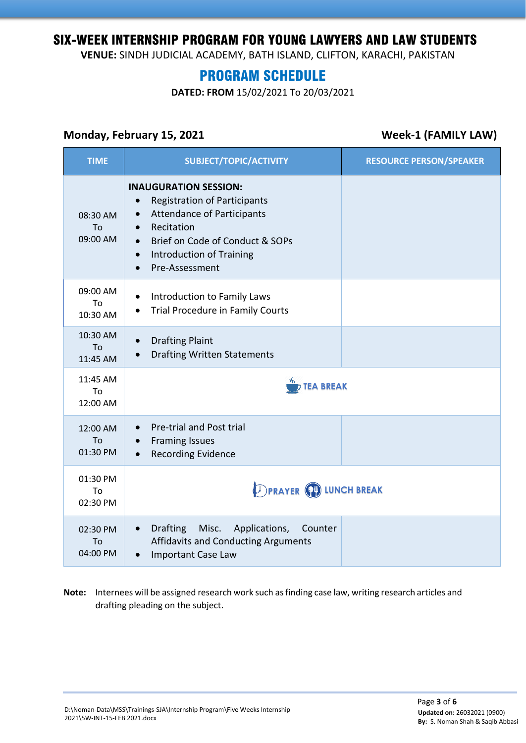# SIX-WEEK INTERNSHIP PROGRAM FOR YOUNG LAWYERS AND LAW STUDENTS

**VENUE:** SINDH JUDICIAL ACADEMY, BATH ISLAND, CLIFTON, KARACHI, PAKISTAN

## PROGRAM SCHEDULE

**DATED: FROM** 15/02/2021 To 20/03/2021

**Monday, February 15, 2021** **Week-1 (FAMILY LAW)**

| TIME | SUBJECT/TOPIC/ACTIVITY | RESOURCE PERSON/SPEAKER |
|---|---|---|
| 08:30 AM To 09:00 AM | **INAUGURATION SESSION:**<br>• Registration of Participants<br>• Attendance of Participants<br>• Recitation<br>• Brief on Code of Conduct & SOPs<br>• Introduction of Training<br>• Pre-Assessment | |
| 09:00 AM To 10:30 AM | • Introduction to Family Laws<br>• Trial Procedure in Family Courts | |
| 10:30 AM To 11:45 AM | • Drafting Plaint<br>• Drafting Written Statements | |
| 11:45 AM To 12:00 AM | TEA BREAK | |
| 12:00 AM To 01:30 PM | • Pre-trial and Post trial<br>• Framing Issues<br>• Recording Evidence | |
| 01:30 PM To 02:30 PM | PRAYER LUNCH BREAK | |
| 02:30 PM To 04:00 PM | • Drafting Misc. Applications, Counter Affidavits and Conducting Arguments<br>• Important Case Law | |

**Note:** Internees will be assigned research work such as finding case law, writing research articles and drafting pleading on the subject.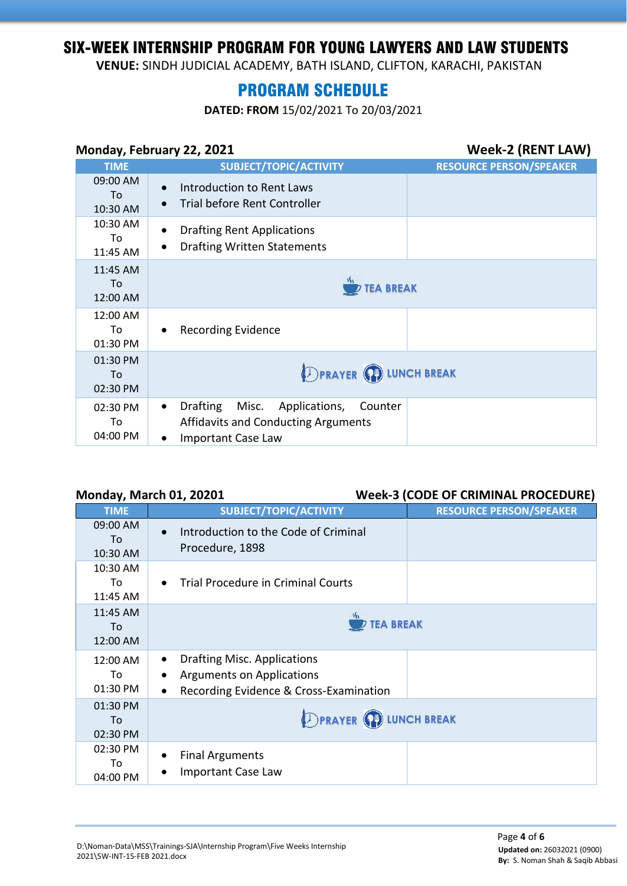# SIX-WEEK INTERNSHIP PROGRAM FOR YOUNG LAWYERS AND LAW STUDENTS

**VENUE:** SINDH JUDICIAL ACADEMY, BATH ISLAND, CLIFTON, KARACHI, PAKISTAN

## PROGRAM SCHEDULE

**DATED: FROM** 15/02/2021 To 20/03/2021

**Monday, February 22, 2021** — **Week-2 (RENT LAW)**

| TIME | SUBJECT/TOPIC/ACTIVITY | RESOURCE PERSON/SPEAKER |
|---|---|---|
| 09:00 AM To 10:30 AM | • Introduction to Rent Laws<br>• Trial before Rent Controller | |
| 10:30 AM To 11:45 AM | • Drafting Rent Applications<br>• Drafting Written Statements | |
| 11:45 AM To 12:00 AM | TEA BREAK | |
| 12:00 AM To 01:30 PM | • Recording Evidence | |
| 01:30 PM To 02:30 PM | PRAYER LUNCH BREAK | |
| 02:30 PM To 04:00 PM | • Drafting Misc. Applications, Counter Affidavits and Conducting Arguments<br>• Important Case Law | |

**Monday, March 01, 20201** — **Week-3 (CODE OF CRIMINAL PROCEDURE)**

| TIME | SUBJECT/TOPIC/ACTIVITY | RESOURCE PERSON/SPEAKER |
|---|---|---|
| 09:00 AM To 10:30 AM | • Introduction to the Code of Criminal Procedure, 1898 | |
| 10:30 AM To 11:45 AM | • Trial Procedure in Criminal Courts | |
| 11:45 AM To 12:00 AM | TEA BREAK | |
| 12:00 AM To 01:30 PM | • Drafting Misc. Applications<br>• Arguments on Applications<br>• Recording Evidence & Cross-Examination | |
| 01:30 PM To 02:30 PM | PRAYER LUNCH BREAK | |
| 02:30 PM To 04:00 PM | • Final Arguments<br>• Important Case Law | |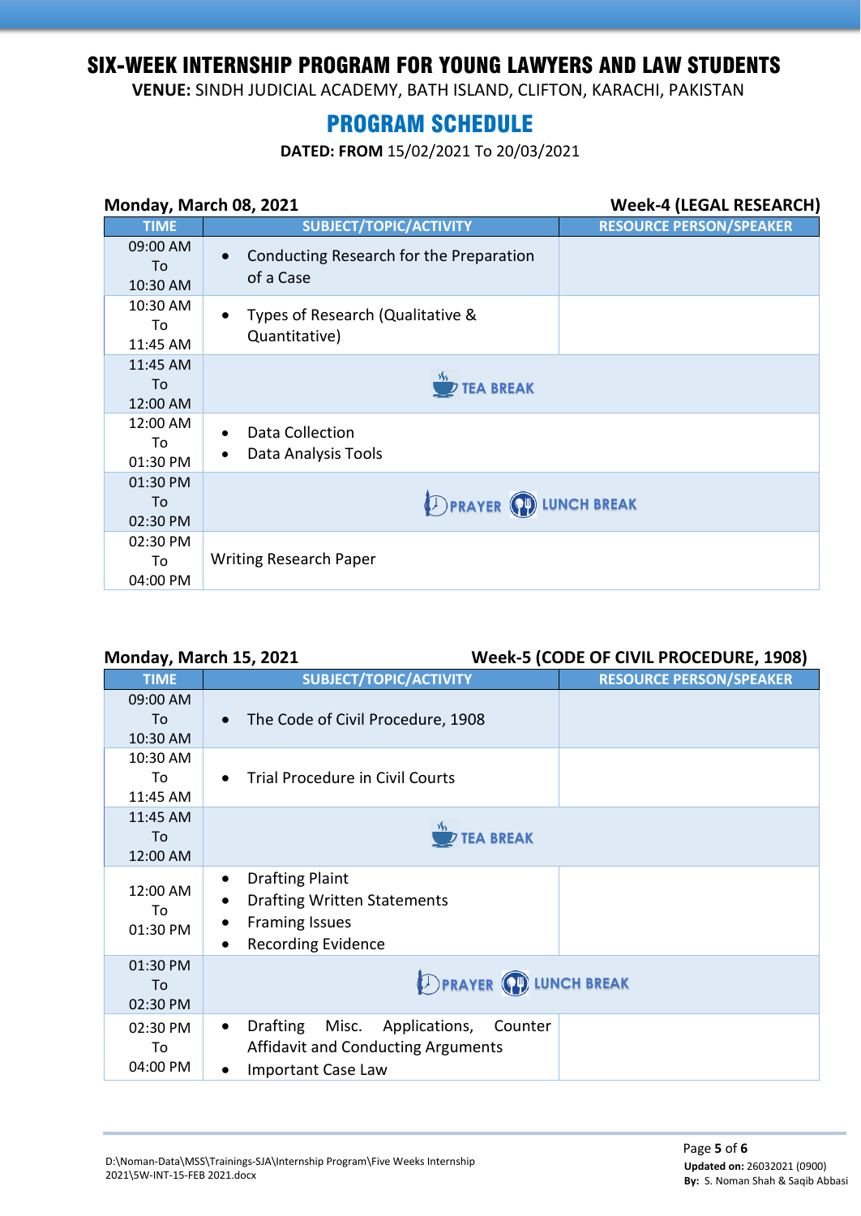# SIX-WEEK INTERNSHIP PROGRAM FOR YOUNG LAWYERS AND LAW STUDENTS

**VENUE:** SINDH JUDICIAL ACADEMY, BATH ISLAND, CLIFTON, KARACHI, PAKISTAN

## PROGRAM SCHEDULE

**DATED: FROM** 15/02/2021 To 20/03/2021

**Monday, March 08, 2021** **Week-4 (LEGAL RESEARCH)**

| TIME | SUBJECT/TOPIC/ACTIVITY | RESOURCE PERSON/SPEAKER |
|---|---|---|
| 09:00 AM To 10:30 AM | • Conducting Research for the Preparation of a Case | |
| 10:30 AM To 11:45 AM | • Types of Research (Qualitative & Quantitative) | |
| 11:45 AM To 12:00 AM | TEA BREAK | |
| 12:00 AM To 01:30 PM | • Data Collection<br>• Data Analysis Tools | |
| 01:30 PM To 02:30 PM | PRAYER LUNCH BREAK | |
| 02:30 PM To 04:00 PM | Writing Research Paper | |

**Monday, March 15, 2021** **Week-5 (CODE OF CIVIL PROCEDURE, 1908)**

| TIME | SUBJECT/TOPIC/ACTIVITY | RESOURCE PERSON/SPEAKER |
|---|---|---|
| 09:00 AM To 10:30 AM | • The Code of Civil Procedure, 1908 | |
| 10:30 AM To 11:45 AM | • Trial Procedure in Civil Courts | |
| 11:45 AM To 12:00 AM | TEA BREAK | |
| 12:00 AM To 01:30 PM | • Drafting Plaint<br>• Drafting Written Statements<br>• Framing Issues<br>• Recording Evidence | |
| 01:30 PM To 02:30 PM | PRAYER LUNCH BREAK | |
| 02:30 PM To 04:00 PM | • Drafting Misc. Applications, Counter Affidavit and Conducting Arguments<br>• Important Case Law | |

D:\Noman-Data\MSS\Trainings-SJA\Internship Program\Five Weeks Internship 2021\5W-INT-15-FEB 2021.docx

**Updated on:** 26032021 (0900)
**By:** S. Noman Shah & Saqib Abbasi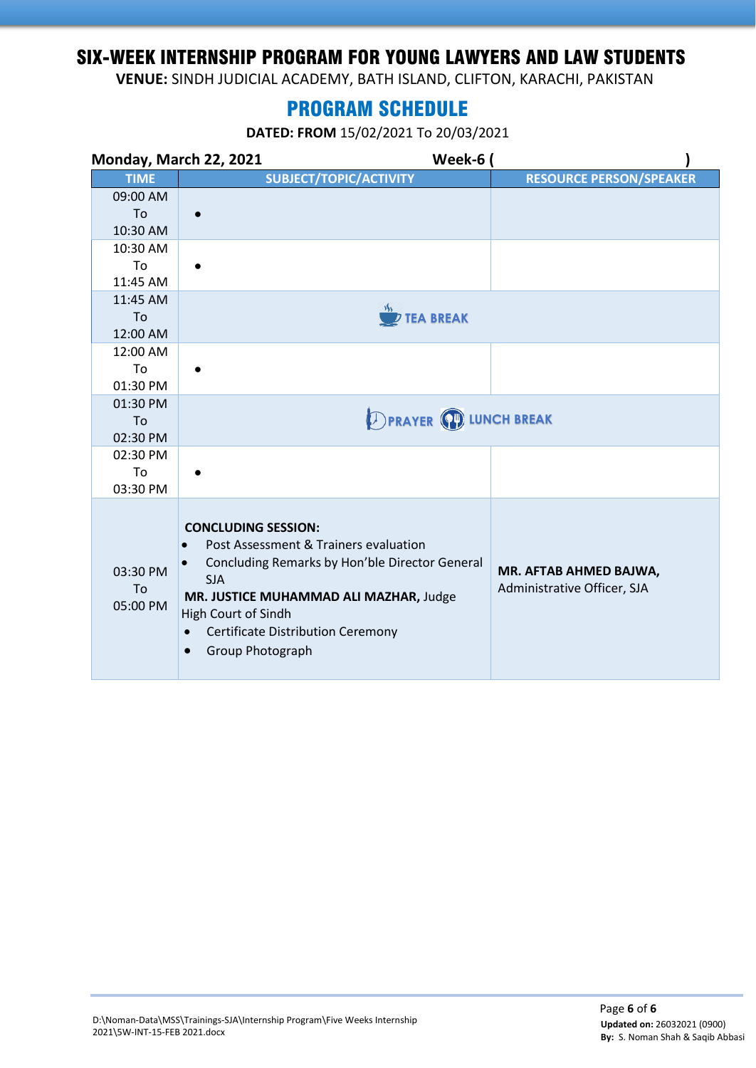# SIX-WEEK INTERNSHIP PROGRAM FOR YOUNG LAWYERS AND LAW STUDENTS

**VENUE:** SINDH JUDICIAL ACADEMY, BATH ISLAND, CLIFTON, KARACHI, PAKISTAN

## PROGRAM SCHEDULE

**DATED: FROM** 15/02/2021 To 20/03/2021

**Monday, March 22, 2021** **Week-6 ( )**

| TIME | SUBJECT/TOPIC/ACTIVITY | RESOURCE PERSON/SPEAKER |
|---|---|---|
| 09:00 AM To 10:30 AM | • | |
| 10:30 AM To 11:45 AM | • | |
| 11:45 AM To 12:00 AM | TEA BREAK | |
| 12:00 AM To 01:30 PM | • | |
| 01:30 PM To 02:30 PM | PRAYER LUNCH BREAK | |
| 02:30 PM To 03:30 PM | • | |
| 03:30 PM To 05:00 PM | **CONCLUDING SESSION:** <br>• Post Assessment & Trainers evaluation <br>• Concluding Remarks by Hon'ble Director General SJA <br>**MR. JUSTICE MUHAMMAD ALI MAZHAR,** Judge High Court of Sindh <br>• Certificate Distribution Ceremony <br>• Group Photograph | **MR. AFTAB AHMED BAJWA,** Administrative Officer, SJA |

D:\Noman-Data\MSS\Trainings-SJA\Internship Program\Five Weeks Internship 2021\5W-INT-15-FEB 2021.docx

**Updated on:** 26032021 (0900)
**By:** S. Noman Shah & Saqib Abbasi